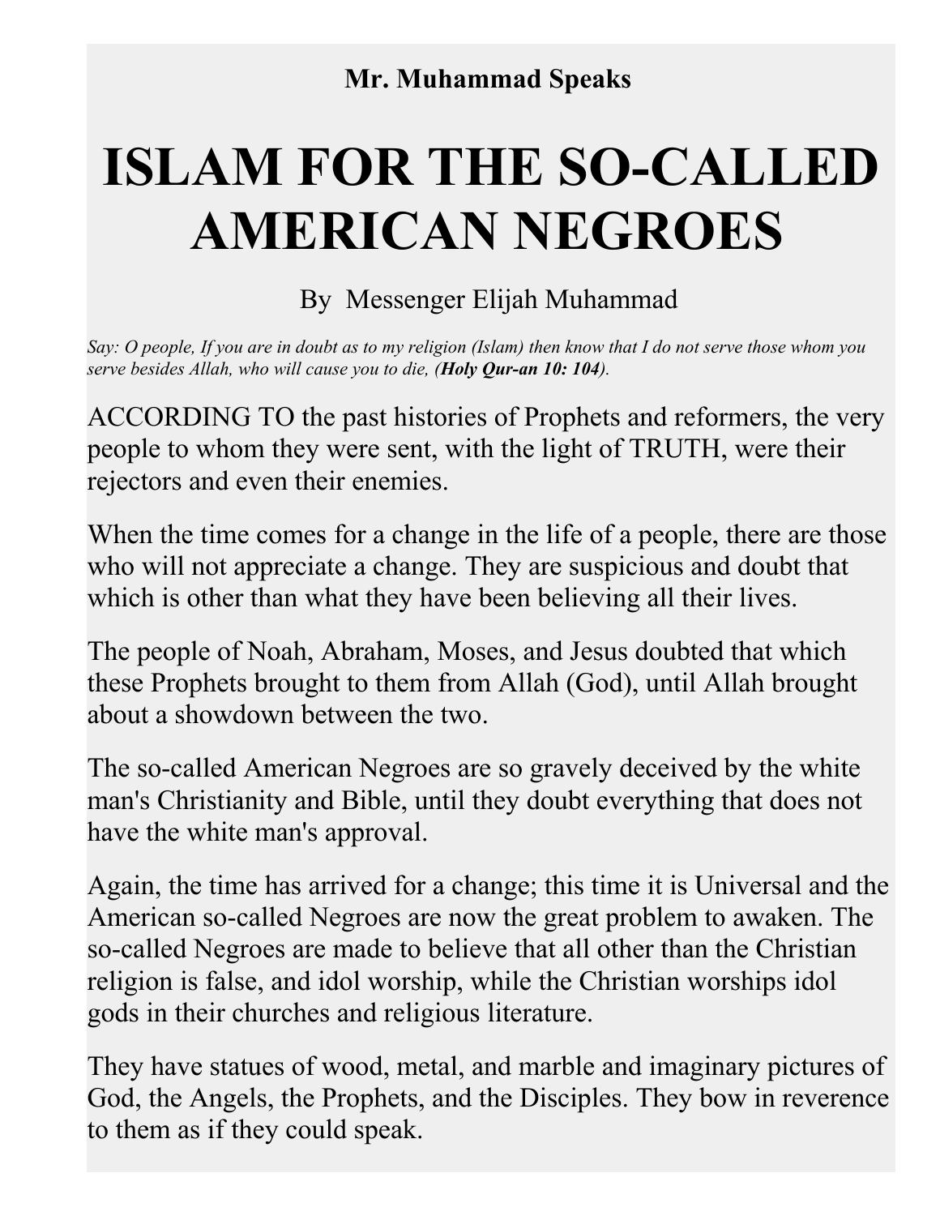**Mr. Muhammad Speaks**

# ISLAM FOR THE SO-CALLED AMERICAN NEGROES

By Messenger Elijah Muhammad

*Say: O people, If you are in doubt as to my religion (Islam) then know that I do not serve those whom you serve besides Allah, who will cause you to die, (**Holy Qur-an 10: 104**).*

ACCORDING TO the past histories of Prophets and reformers, the very people to whom they were sent, with the light of TRUTH, were their rejectors and even their enemies.

When the time comes for a change in the life of a people, there are those who will not appreciate a change. They are suspicious and doubt that which is other than what they have been believing all their lives.

The people of Noah, Abraham, Moses, and Jesus doubted that which these Prophets brought to them from Allah (God), until Allah brought about a showdown between the two.

The so-called American Negroes are so gravely deceived by the white man's Christianity and Bible, until they doubt everything that does not have the white man's approval.

Again, the time has arrived for a change; this time it is Universal and the American so-called Negroes are now the great problem to awaken. The so-called Negroes are made to believe that all other than the Christian religion is false, and idol worship, while the Christian worships idol gods in their churches and religious literature.

They have statues of wood, metal, and marble and imaginary pictures of God, the Angels, the Prophets, and the Disciples. They bow in reverence to them as if they could speak.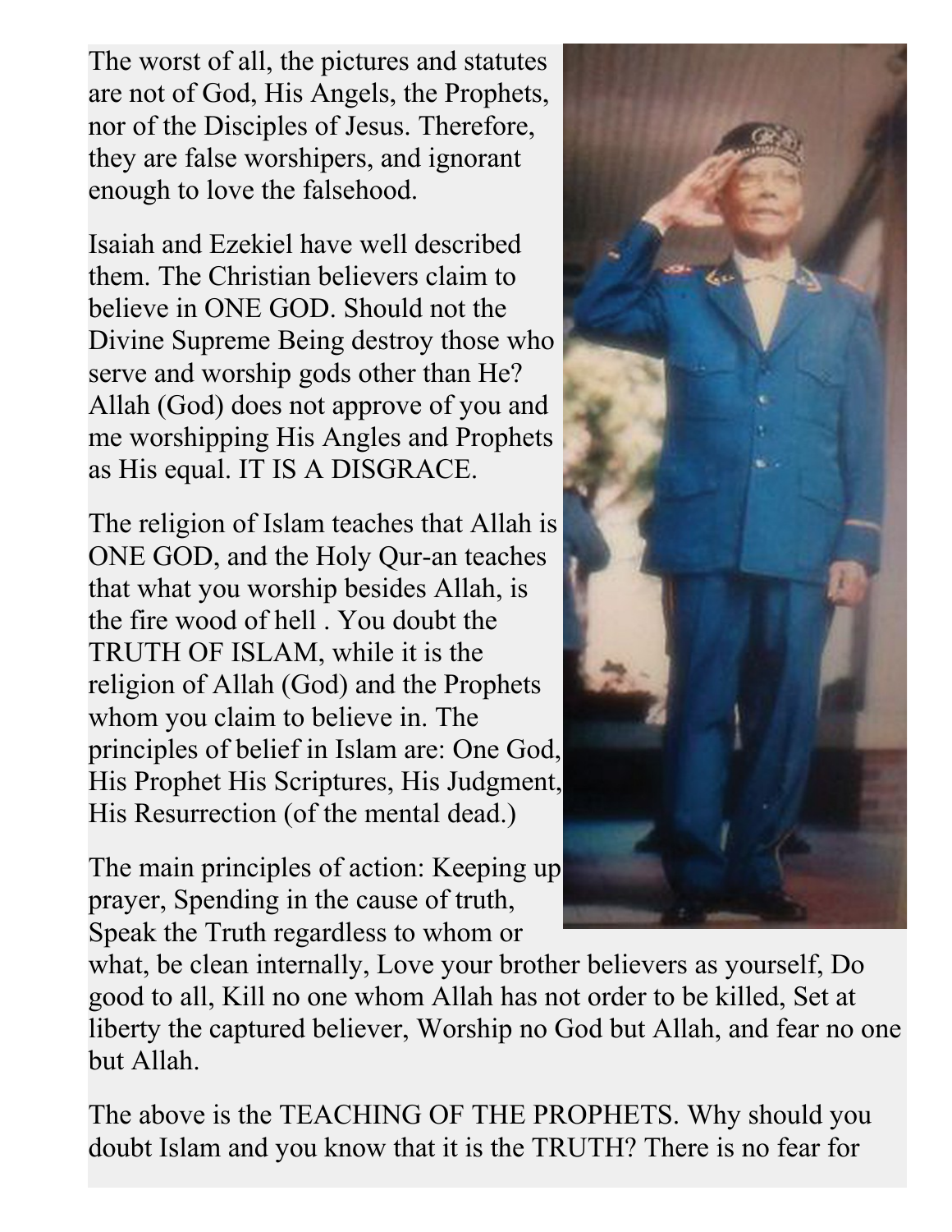The worst of all, the pictures and statutes are not of God, His Angels, the Prophets, nor of the Disciples of Jesus. Therefore, they are false worshipers, and ignorant enough to love the falsehood.

Isaiah and Ezekiel have well described them. The Christian believers claim to believe in ONE GOD. Should not the Divine Supreme Being destroy those who serve and worship gods other than He? Allah (God) does not approve of you and me worshipping His Angles and Prophets as His equal. IT IS A DISGRACE.

The religion of Islam teaches that Allah is ONE GOD, and the Holy Qur-an teaches that what you worship besides Allah, is the fire wood of hell . You doubt the TRUTH OF ISLAM, while it is the religion of Allah (God) and the Prophets whom you claim to believe in. The principles of belief in Islam are: One God, His Prophet His Scriptures, His Judgment, His Resurrection (of the mental dead.)

The main principles of action: Keeping up prayer, Spending in the cause of truth, Speak the Truth regardless to whom or what, be clean internally, Love your brother believers as yourself, Do good to all, Kill no one whom Allah has not order to be killed, Set at liberty the captured believer, Worship no God but Allah, and fear no one but Allah.

The above is the TEACHING OF THE PROPHETS. Why should you doubt Islam and you know that it is the TRUTH? There is no fear for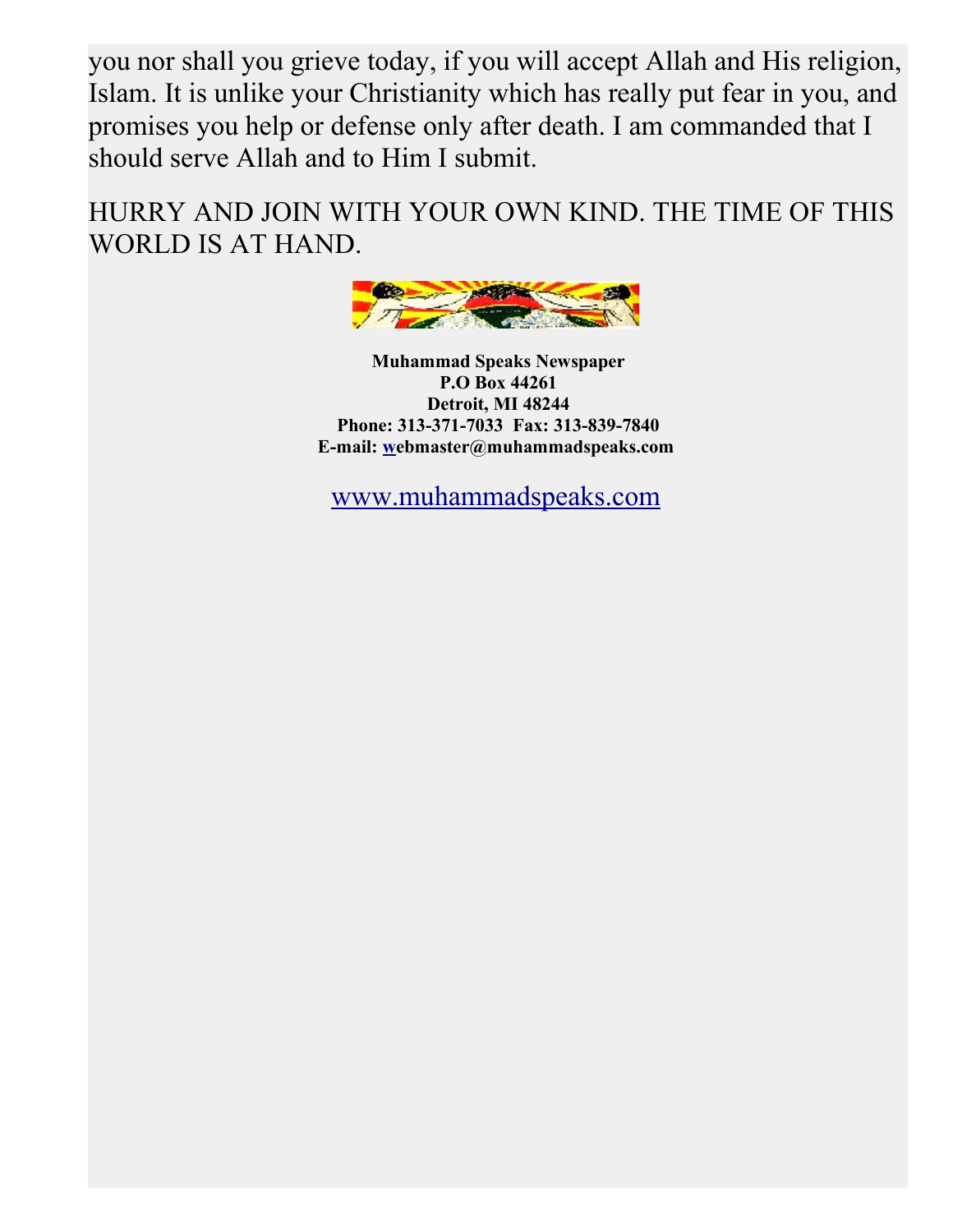you nor shall you grieve today, if you will accept Allah and His religion, Islam. It is unlike your Christianity which has really put fear in you, and promises you help or defense only after death. I am commanded that I should serve Allah and to Him I submit.

HURRY AND JOIN WITH YOUR OWN KIND. THE TIME OF THIS WORLD IS AT HAND.

**Muhammad Speaks Newspaper**
**P.O Box 44261**
**Detroit, MI 48244**
**Phone: 313-371-7033 Fax: 313-839-7840**
**E-mail: webmaster@muhammadspeaks.com**

www.muhammadspeaks.com